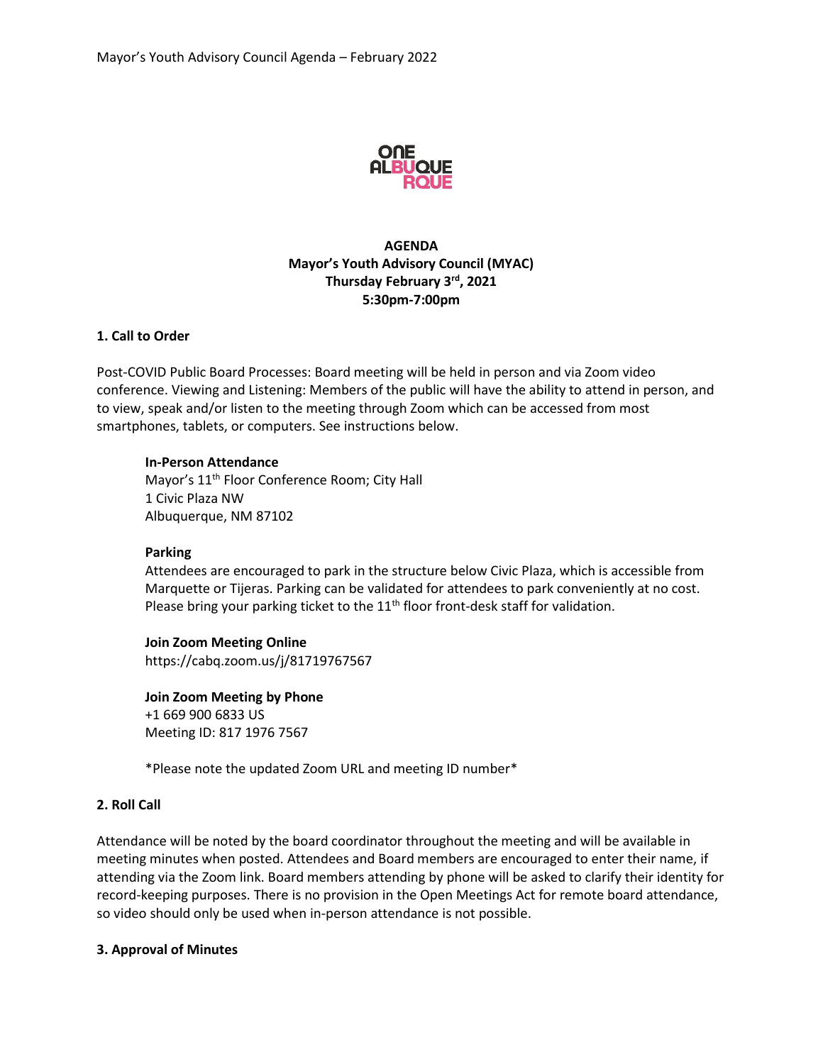ONE ALBUQUERQUE

**AGENDA**
**Mayor's Youth Advisory Council (MYAC)**
**Thursday February 3rd, 2021**
**5:30pm-7:00pm**

## 1. Call to Order

Post-COVID Public Board Processes: Board meeting will be held in person and via Zoom video conference. Viewing and Listening: Members of the public will have the ability to attend in person, and to view, speak and/or listen to the meeting through Zoom which can be accessed from most smartphones, tablets, or computers. See instructions below.

**In-Person Attendance**
Mayor's 11th Floor Conference Room; City Hall
1 Civic Plaza NW
Albuquerque, NM 87102

**Parking**
Attendees are encouraged to park in the structure below Civic Plaza, which is accessible from Marquette or Tijeras. Parking can be validated for attendees to park conveniently at no cost. Please bring your parking ticket to the 11th floor front-desk staff for validation.

**Join Zoom Meeting Online**
https://cabq.zoom.us/j/81719767567

**Join Zoom Meeting by Phone**
+1 669 900 6833 US
Meeting ID: 817 1976 7567

*Please note the updated Zoom URL and meeting ID number*

## 2. Roll Call

Attendance will be noted by the board coordinator throughout the meeting and will be available in meeting minutes when posted. Attendees and Board members are encouraged to enter their name, if attending via the Zoom link. Board members attending by phone will be asked to clarify their identity for record-keeping purposes. There is no provision in the Open Meetings Act for remote board attendance, so video should only be used when in-person attendance is not possible.

## 3. Approval of Minutes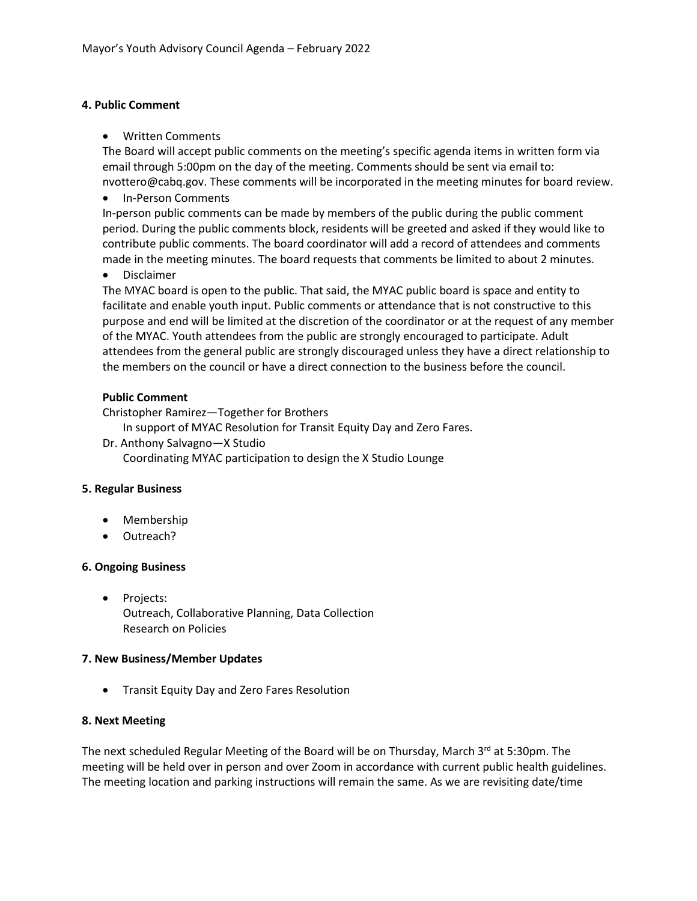**4. Public Comment**

- Written Comments

The Board will accept public comments on the meeting's specific agenda items in written form via email through 5:00pm on the day of the meeting. Comments should be sent via email to: nvottero@cabq.gov. These comments will be incorporated in the meeting minutes for board review.

- In-Person Comments

In-person public comments can be made by members of the public during the public comment period. During the public comments block, residents will be greeted and asked if they would like to contribute public comments. The board coordinator will add a record of attendees and comments made in the meeting minutes. The board requests that comments be limited to about 2 minutes.

- Disclaimer

The MYAC board is open to the public. That said, the MYAC public board is space and entity to facilitate and enable youth input. Public comments or attendance that is not constructive to this purpose and end will be limited at the discretion of the coordinator or at the request of any member of the MYAC. Youth attendees from the public are strongly encouraged to participate. Adult attendees from the general public are strongly discouraged unless they have a direct relationship to the members on the council or have a direct connection to the business before the council.

**Public Comment**

Christopher Ramirez—Together for Brothers
    In support of MYAC Resolution for Transit Equity Day and Zero Fares.

Dr. Anthony Salvagno—X Studio
    Coordinating MYAC participation to design the X Studio Lounge

**5. Regular Business**

- Membership
- Outreach?

**6. Ongoing Business**

- Projects:
  Outreach, Collaborative Planning, Data Collection
  Research on Policies

**7. New Business/Member Updates**

- Transit Equity Day and Zero Fares Resolution

**8. Next Meeting**

The next scheduled Regular Meeting of the Board will be on Thursday, March 3rd at 5:30pm. The meeting will be held over in person and over Zoom in accordance with current public health guidelines. The meeting location and parking instructions will remain the same. As we are revisiting date/time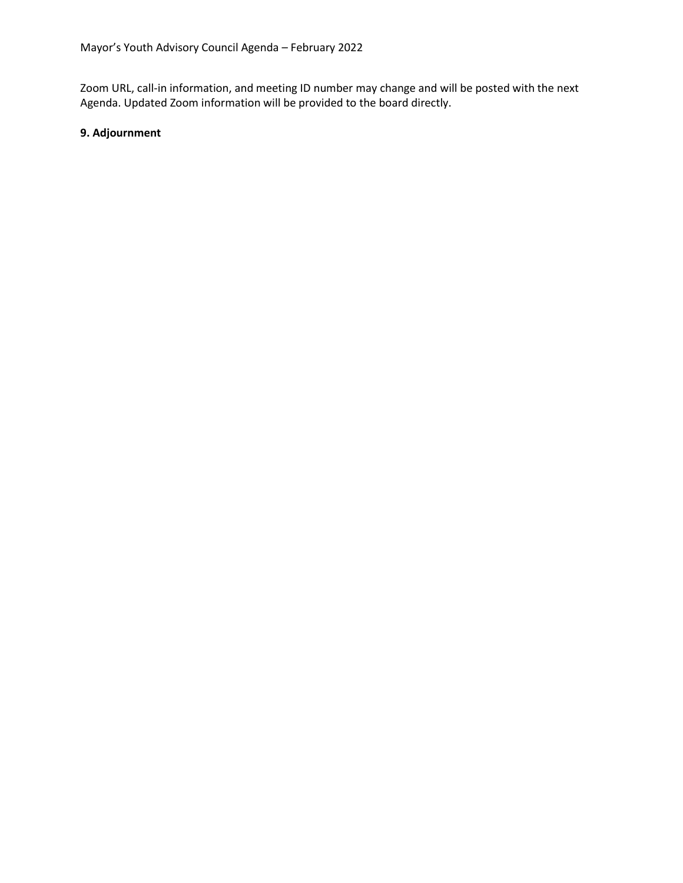Zoom URL, call-in information, and meeting ID number may change and will be posted with the next Agenda. Updated Zoom information will be provided to the board directly.

**9. Adjournment**